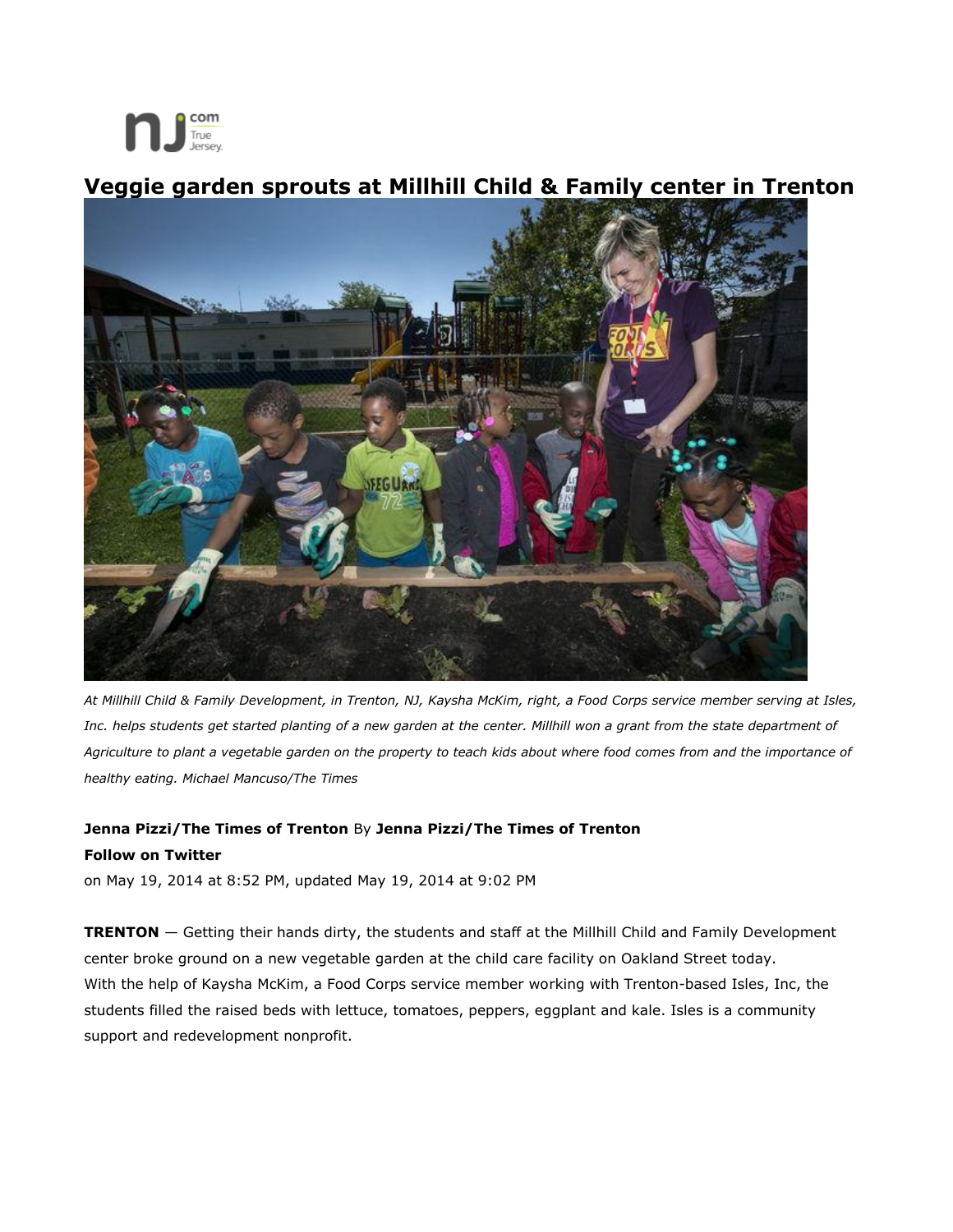# Veggie garden sprouts at Millhill Child & Family center in Trenton

*At Millhill Child & Family Development, in Trenton, NJ, Kaysha McKim, right, a Food Corps service member serving at Isles, Inc. helps students get started planting of a new garden at the center. Millhill won a grant from the state department of Agriculture to plant a vegetable garden on the property to teach kids about where food comes from and the importance of healthy eating. Michael Mancuso/The Times*

**Jenna Pizzi/The Times of Trenton** By **Jenna Pizzi/The Times of Trenton**

**Follow on Twitter**

on May 19, 2014 at 8:52 PM, updated May 19, 2014 at 9:02 PM

**TRENTON** — Getting their hands dirty, the students and staff at the Millhill Child and Family Development center broke ground on a new vegetable garden at the child care facility on Oakland Street today.

With the help of Kaysha McKim, a Food Corps service member working with Trenton-based Isles, Inc, the students filled the raised beds with lettuce, tomatoes, peppers, eggplant and kale. Isles is a community support and redevelopment nonprofit.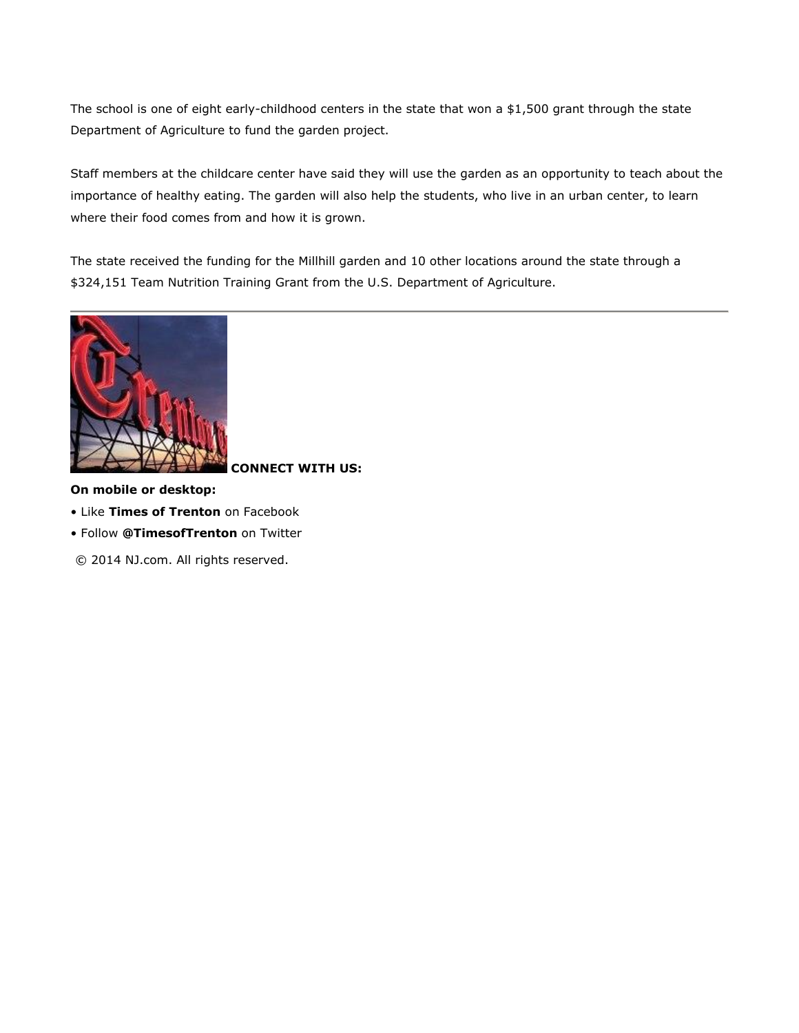The school is one of eight early-childhood centers in the state that won a $1,500 grant through the state Department of Agriculture to fund the garden project.

Staff members at the childcare center have said they will use the garden as an opportunity to teach about the importance of healthy eating. The garden will also help the students, who live in an urban center, to learn where their food comes from and how it is grown.

The state received the funding for the Millhill garden and 10 other locations around the state through a $324,151 Team Nutrition Training Grant from the U.S. Department of Agriculture.

---

**CONNECT WITH US:**

**On mobile or desktop:**

• Like **Times of Trenton** on Facebook

• Follow **@TimesofTrenton** on Twitter

© 2014 NJ.com. All rights reserved.